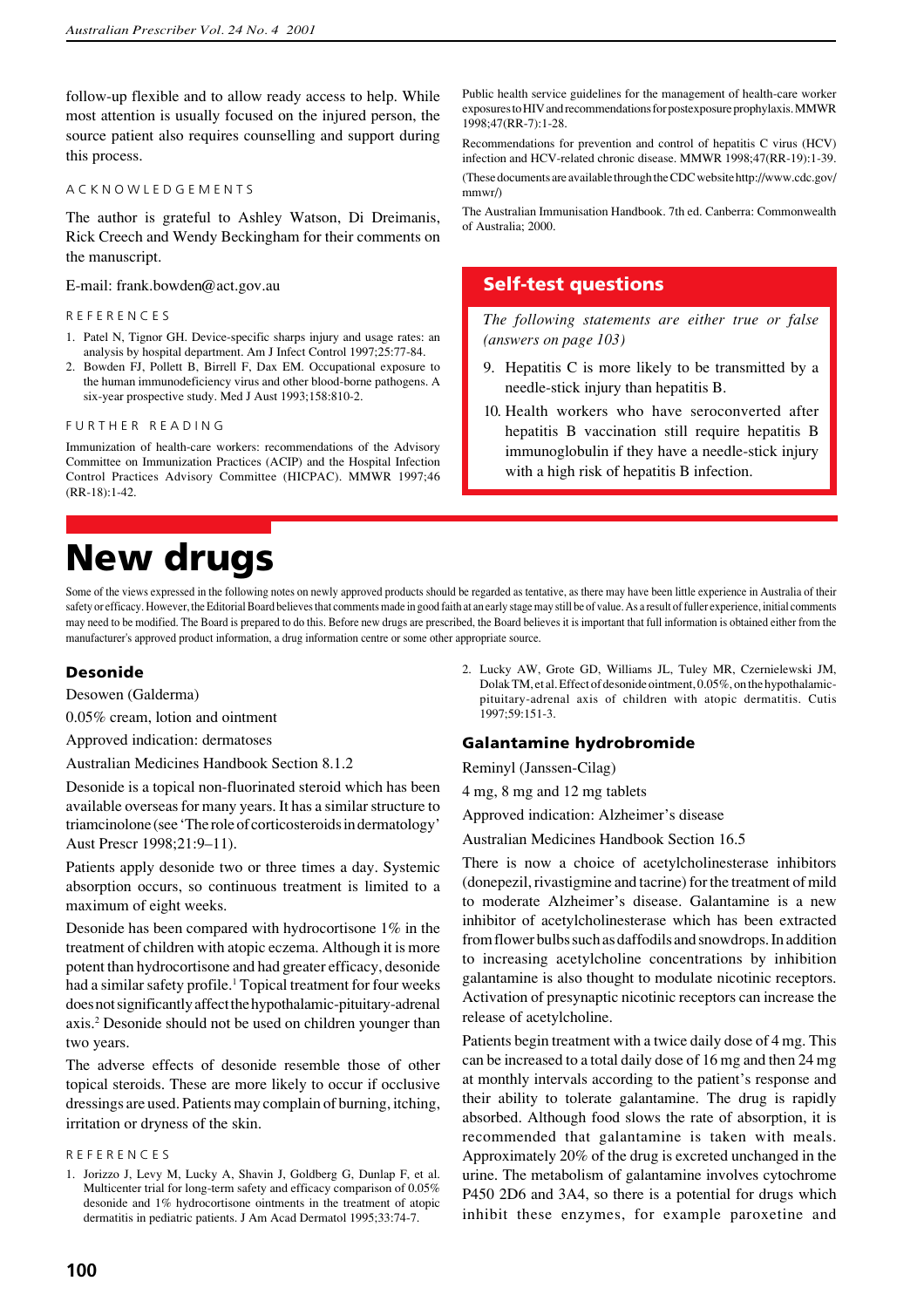follow-up flexible and to allow ready access to help. While most attention is usually focused on the injured person, the source patient also requires counselling and support during this process.

### ACKNOWLEDGEMENTS

The author is grateful to Ashley Watson, Di Dreimanis, Rick Creech and Wendy Beckingham for their comments on the manuscript.

E-mail: frank.bowden@act.gov.au

### REFERENCES

1. Patel N, Tignor GH. Device-specific sharps injury and usage rates: an analysis by hospital department. Am J Infect Control 1997;25:77-84.
2. Bowden FJ, Pollett B, Birrell F, Dax EM. Occupational exposure to the human immunodeficiency virus and other blood-borne pathogens. A six-year prospective study. Med J Aust 1993;158:810-2.

### FURTHER READING

Immunization of health-care workers: recommendations of the Advisory Committee on Immunization Practices (ACIP) and the Hospital Infection Control Practices Advisory Committee (HICPAC). MMWR 1997;46 (RR-18):1-42.

Public health service guidelines for the management of health-care worker exposures to HIV and recommendations for postexposure prophylaxis. MMWR 1998;47(RR-7):1-28.

Recommendations for prevention and control of hepatitis C virus (HCV) infection and HCV-related chronic disease. MMWR 1998;47(RR-19):1-39.

(These documents are available through the CDC website http://www.cdc.gov/mmwr/)

The Australian Immunisation Handbook. 7th ed. Canberra: Commonwealth of Australia; 2000.

## Self-test questions

*The following statements are either true or false (answers on page 103)*

9. Hepatitis C is more likely to be transmitted by a needle-stick injury than hepatitis B.
10. Health workers who have seroconverted after hepatitis B vaccination still require hepatitis B immunoglobulin if they have a needle-stick injury with a high risk of hepatitis B infection.

# New drugs

Some of the views expressed in the following notes on newly approved products should be regarded as tentative, as there may have been little experience in Australia of their safety or efficacy. However, the Editorial Board believes that comments made in good faith at an early stage may still be of value. As a result of fuller experience, initial comments may need to be modified. The Board is prepared to do this. Before new drugs are prescribed, the Board believes it is important that full information is obtained either from the manufacturer's approved product information, a drug information centre or some other appropriate source.

### Desonide

Desowen (Galderma)

0.05% cream, lotion and ointment

Approved indication: dermatoses

Australian Medicines Handbook Section 8.1.2

Desonide is a topical non-fluorinated steroid which has been available overseas for many years. It has a similar structure to triamcinolone (see 'The role of corticosteroids in dermatology' Aust Prescr 1998;21:9–11).

Patients apply desonide two or three times a day. Systemic absorption occurs, so continuous treatment is limited to a maximum of eight weeks.

Desonide has been compared with hydrocortisone 1% in the treatment of children with atopic eczema. Although it is more potent than hydrocortisone and had greater efficacy, desonide had a similar safety profile.[1] Topical treatment for four weeks does not significantly affect the hypothalamic-pituitary-adrenal axis.[2] Desonide should not be used on children younger than two years.

The adverse effects of desonide resemble those of other topical steroids. These are more likely to occur if occlusive dressings are used. Patients may complain of burning, itching, irritation or dryness of the skin.

#### REFERENCES

1. Jorizzo J, Levy M, Lucky A, Shavin J, Goldberg G, Dunlap F, et al. Multicenter trial for long-term safety and efficacy comparison of 0.05% desonide and 1% hydrocortisone ointments in the treatment of atopic dermatitis in pediatric patients. J Am Acad Dermatol 1995;33:74-7.
2. Lucky AW, Grote GD, Williams JL, Tuley MR, Czernielewski JM, Dolak TM, et al. Effect of desonide ointment, 0.05%, on the hypothalamic-pituitary-adrenal axis of children with atopic dermatitis. Cutis 1997;59:151-3.

### Galantamine hydrobromide

Reminyl (Janssen-Cilag)

4 mg, 8 mg and 12 mg tablets

Approved indication: Alzheimer's disease

Australian Medicines Handbook Section 16.5

There is now a choice of acetylcholinesterase inhibitors (donepezil, rivastigmine and tacrine) for the treatment of mild to moderate Alzheimer's disease. Galantamine is a new inhibitor of acetylcholinesterase which has been extracted from flower bulbs such as daffodils and snowdrops. In addition to increasing acetylcholine concentrations by inhibition galantamine is also thought to modulate nicotinic receptors. Activation of presynaptic nicotinic receptors can increase the release of acetylcholine.

Patients begin treatment with a twice daily dose of 4 mg. This can be increased to a total daily dose of 16 mg and then 24 mg at monthly intervals according to the patient's response and their ability to tolerate galantamine. The drug is rapidly absorbed. Although food slows the rate of absorption, it is recommended that galantamine is taken with meals. Approximately 20% of the drug is excreted unchanged in the urine. The metabolism of galantamine involves cytochrome P450 2D6 and 3A4, so there is a potential for drugs which inhibit these enzymes, for example paroxetine and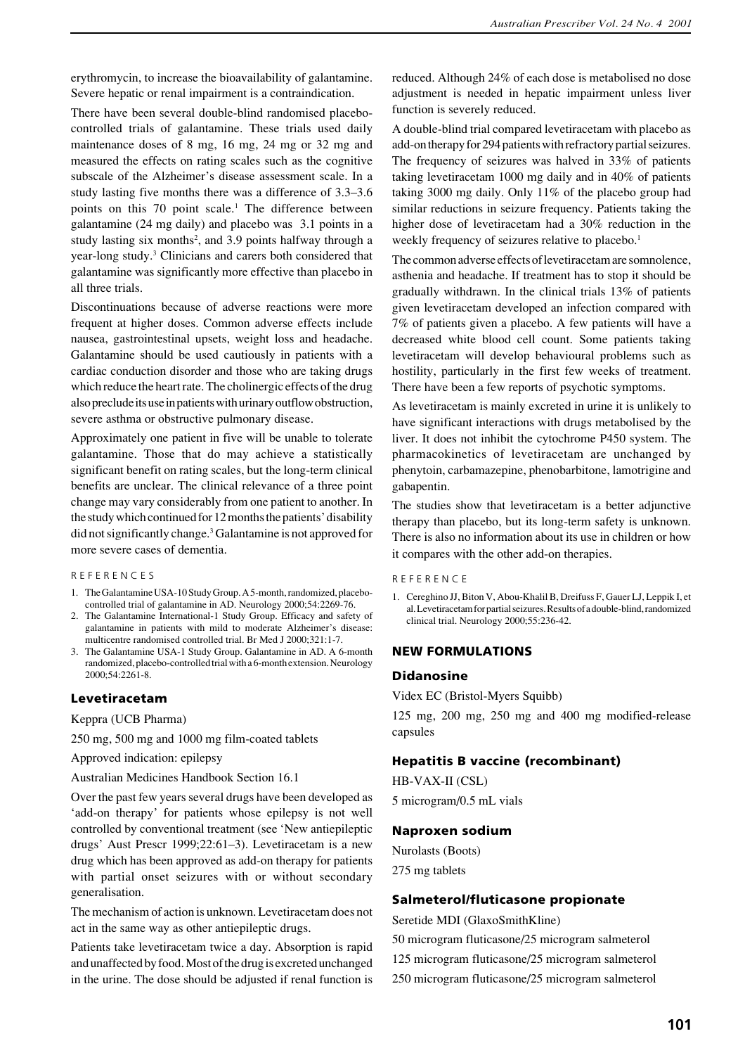erythromycin, to increase the bioavailability of galantamine. Severe hepatic or renal impairment is a contraindication.

There have been several double-blind randomised placebo-controlled trials of galantamine. These trials used daily maintenance doses of 8 mg, 16 mg, 24 mg or 32 mg and measured the effects on rating scales such as the cognitive subscale of the Alzheimer's disease assessment scale. In a study lasting five months there was a difference of 3.3–3.6 points on this 70 point scale.[1] The difference between galantamine (24 mg daily) and placebo was 3.1 points in a study lasting six months[2], and 3.9 points halfway through a year-long study.[3] Clinicians and carers both considered that galantamine was significantly more effective than placebo in all three trials.

Discontinuations because of adverse reactions were more frequent at higher doses. Common adverse effects include nausea, gastrointestinal upsets, weight loss and headache. Galantamine should be used cautiously in patients with a cardiac conduction disorder and those who are taking drugs which reduce the heart rate. The cholinergic effects of the drug also preclude its use in patients with urinary outflow obstruction, severe asthma or obstructive pulmonary disease.

Approximately one patient in five will be unable to tolerate galantamine. Those that do may achieve a statistically significant benefit on rating scales, but the long-term clinical benefits are unclear. The clinical relevance of a three point change may vary considerably from one patient to another. In the study which continued for 12 months the patients' disability did not significantly change.[3] Galantamine is not approved for more severe cases of dementia.

REFERENCES

1. The Galantamine USA-10 Study Group. A 5-month, randomized, placebo-controlled trial of galantamine in AD. Neurology 2000;54:2269-76.
2. The Galantamine International-1 Study Group. Efficacy and safety of galantamine in patients with mild to moderate Alzheimer's disease: multicentre randomised controlled trial. Br Med J 2000;321:1-7.
3. The Galantamine USA-1 Study Group. Galantamine in AD. A 6-month randomized, placebo-controlled trial with a 6-month extension. Neurology 2000;54:2261-8.

### Levetiracetam

Keppra (UCB Pharma)

250 mg, 500 mg and 1000 mg film-coated tablets

Approved indication: epilepsy

Australian Medicines Handbook Section 16.1

Over the past few years several drugs have been developed as 'add-on therapy' for patients whose epilepsy is not well controlled by conventional treatment (see 'New antiepileptic drugs' Aust Prescr 1999;22:61–3). Levetiracetam is a new drug which has been approved as add-on therapy for patients with partial onset seizures with or without secondary generalisation.

The mechanism of action is unknown. Levetiracetam does not act in the same way as other antiepileptic drugs.

Patients take levetiracetam twice a day. Absorption is rapid and unaffected by food. Most of the drug is excreted unchanged in the urine. The dose should be adjusted if renal function is reduced. Although 24% of each dose is metabolised no dose adjustment is needed in hepatic impairment unless liver function is severely reduced.

A double-blind trial compared levetiracetam with placebo as add-on therapy for 294 patients with refractory partial seizures. The frequency of seizures was halved in 33% of patients taking levetiracetam 1000 mg daily and in 40% of patients taking 3000 mg daily. Only 11% of the placebo group had similar reductions in seizure frequency. Patients taking the higher dose of levetiracetam had a 30% reduction in the weekly frequency of seizures relative to placebo.[1]

The common adverse effects of levetiracetam are somnolence, asthenia and headache. If treatment has to stop it should be gradually withdrawn. In the clinical trials 13% of patients given levetiracetam developed an infection compared with 7% of patients given a placebo. A few patients will have a decreased white blood cell count. Some patients taking levetiracetam will develop behavioural problems such as hostility, particularly in the first few weeks of treatment. There have been a few reports of psychotic symptoms.

As levetiracetam is mainly excreted in urine it is unlikely to have significant interactions with drugs metabolised by the liver. It does not inhibit the cytochrome P450 system. The pharmacokinetics of levetiracetam are unchanged by phenytoin, carbamazepine, phenobarbitone, lamotrigine and gabapentin.

The studies show that levetiracetam is a better adjunctive therapy than placebo, but its long-term safety is unknown. There is also no information about its use in children or how it compares with the other add-on therapies.

REFERENCE

1. Cereghino JJ, Biton V, Abou-Khalil B, Dreifuss F, Gauer LJ, Leppik I, et al. Levetiracetam for partial seizures. Results of a double-blind, randomized clinical trial. Neurology 2000;55:236-42.

## NEW FORMULATIONS

### Didanosine

Videx EC (Bristol-Myers Squibb)

125 mg, 200 mg, 250 mg and 400 mg modified-release capsules

### Hepatitis B vaccine (recombinant)

HB-VAX-II (CSL)

5 microgram/0.5 mL vials

### Naproxen sodium

Nurolasts (Boots)

275 mg tablets

### Salmeterol/fluticasone propionate

Seretide MDI (GlaxoSmithKline)

50 microgram fluticasone/25 microgram salmeterol

125 microgram fluticasone/25 microgram salmeterol

250 microgram fluticasone/25 microgram salmeterol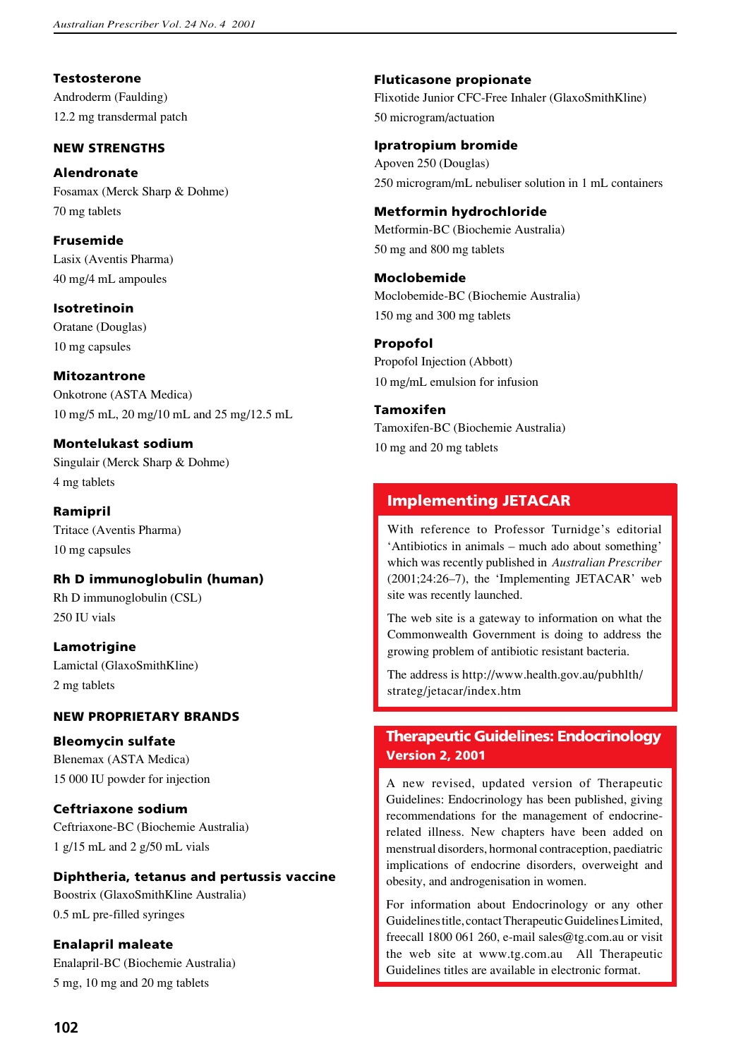### Testosterone

Androderm (Faulding)

12.2 mg transdermal patch

## NEW STRENGTHS

### Alendronate

Fosamax (Merck Sharp & Dohme)

70 mg tablets

### Frusemide

Lasix (Aventis Pharma)

40 mg/4 mL ampoules

### Isotretinoin

Oratane (Douglas)

10 mg capsules

### Mitozantrone

Onkotrone (ASTA Medica)

10 mg/5 mL, 20 mg/10 mL and 25 mg/12.5 mL

### Montelukast sodium

Singulair (Merck Sharp & Dohme)

4 mg tablets

### Ramipril

Tritace (Aventis Pharma)

10 mg capsules

### Rh D immunoglobulin (human)

Rh D immunoglobulin (CSL)

250 IU vials

### Lamotrigine

Lamictal (GlaxoSmithKline)

2 mg tablets

## NEW PROPRIETARY BRANDS

### Bleomycin sulfate

Blenemax (ASTA Medica)

15 000 IU powder for injection

### Ceftriaxone sodium

Ceftriaxone-BC (Biochemie Australia)

1 g/15 mL and 2 g/50 mL vials

### Diphtheria, tetanus and pertussis vaccine

Boostrix (GlaxoSmithKline Australia)

0.5 mL pre-filled syringes

### Enalapril maleate

Enalapril-BC (Biochemie Australia)

5 mg, 10 mg and 20 mg tablets

### Fluticasone propionate

Flixotide Junior CFC-Free Inhaler (GlaxoSmithKline)

50 microgram/actuation

### Ipratropium bromide

Apoven 250 (Douglas)

250 microgram/mL nebuliser solution in 1 mL containers

### Metformin hydrochloride

Metformin-BC (Biochemie Australia)

50 mg and 800 mg tablets

### Moclobemide

Moclobemide-BC (Biochemie Australia)

150 mg and 300 mg tablets

### Propofol

Propofol Injection (Abbott)

10 mg/mL emulsion for infusion

### Tamoxifen

Tamoxifen-BC (Biochemie Australia)

10 mg and 20 mg tablets

## Implementing JETACAR

With reference to Professor Turnidge's editorial 'Antibiotics in animals – much ado about something' which was recently published in *Australian Prescriber* (2001;24:26–7), the 'Implementing JETACAR' web site was recently launched.

The web site is a gateway to information on what the Commonwealth Government is doing to address the growing problem of antibiotic resistant bacteria.

The address is http://www.health.gov.au/pubhlth/strateg/jetacar/index.htm

## Therapeutic Guidelines: Endocrinology
### Version 2, 2001

A new revised, updated version of Therapeutic Guidelines: Endocrinology has been published, giving recommendations for the management of endocrine-related illness. New chapters have been added on menstrual disorders, hormonal contraception, paediatric implications of endocrine disorders, overweight and obesity, and androgenisation in women.

For information about Endocrinology or any other Guidelines title, contact Therapeutic Guidelines Limited, freecall 1800 061 260, e-mail sales@tg.com.au or visit the web site at www.tg.com.au All Therapeutic Guidelines titles are available in electronic format.